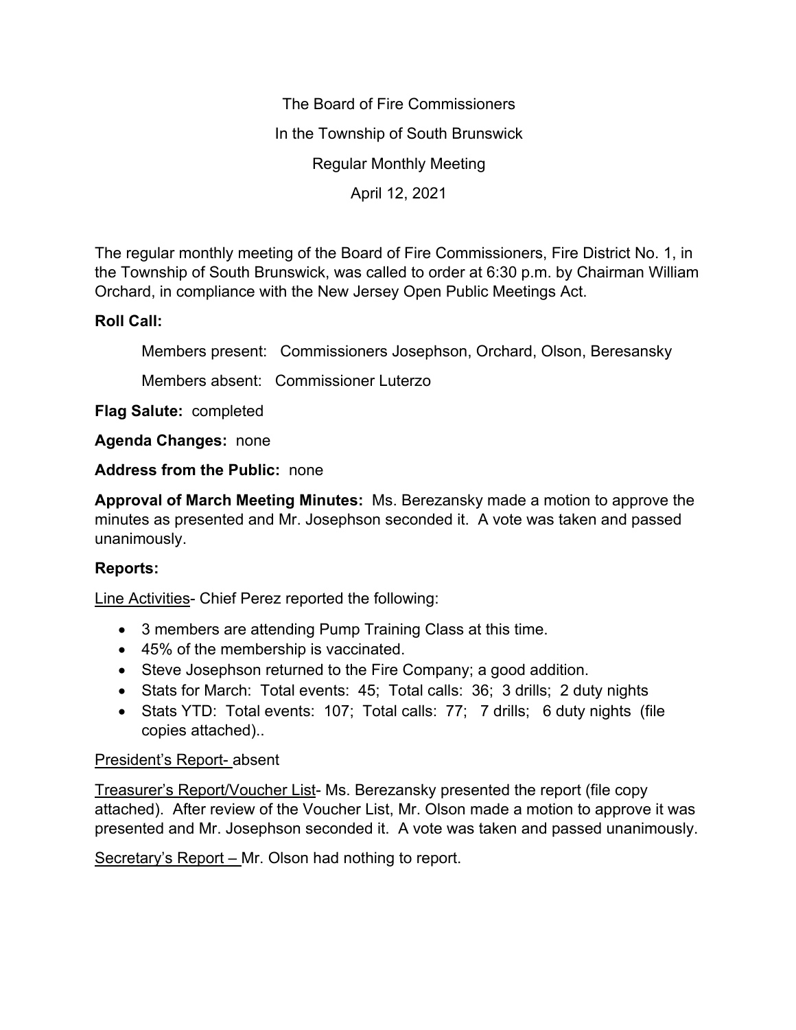The Board of Fire Commissioners

In the Township of South Brunswick

Regular Monthly Meeting

April 12, 2021

The regular monthly meeting of the Board of Fire Commissioners, Fire District No. 1, in the Township of South Brunswick, was called to order at 6:30 p.m. by Chairman William Orchard, in compliance with the New Jersey Open Public Meetings Act.

**Roll Call:**

Members present: Commissioners Josephson, Orchard, Olson, Beresansky

Members absent: Commissioner Luterzo

**Flag Salute:** completed

**Agenda Changes:** none

**Address from the Public:** none

**Approval of March Meeting Minutes:** Ms. Berezansky made a motion to approve the minutes as presented and Mr. Josephson seconded it. A vote was taken and passed unanimously.

**Reports:**

Line Activities- Chief Perez reported the following:

- 3 members are attending Pump Training Class at this time.
- 45% of the membership is vaccinated.
- Steve Josephson returned to the Fire Company; a good addition.
- Stats for March: Total events: 45; Total calls: 36; 3 drills; 2 duty nights
- Stats YTD: Total events: 107; Total calls: 77; 7 drills; 6 duty nights (file copies attached)..

President's Report- absent

Treasurer's Report/Voucher List- Ms. Berezansky presented the report (file copy attached). After review of the Voucher List, Mr. Olson made a motion to approve it was presented and Mr. Josephson seconded it. A vote was taken and passed unanimously.

Secretary's Report – Mr. Olson had nothing to report.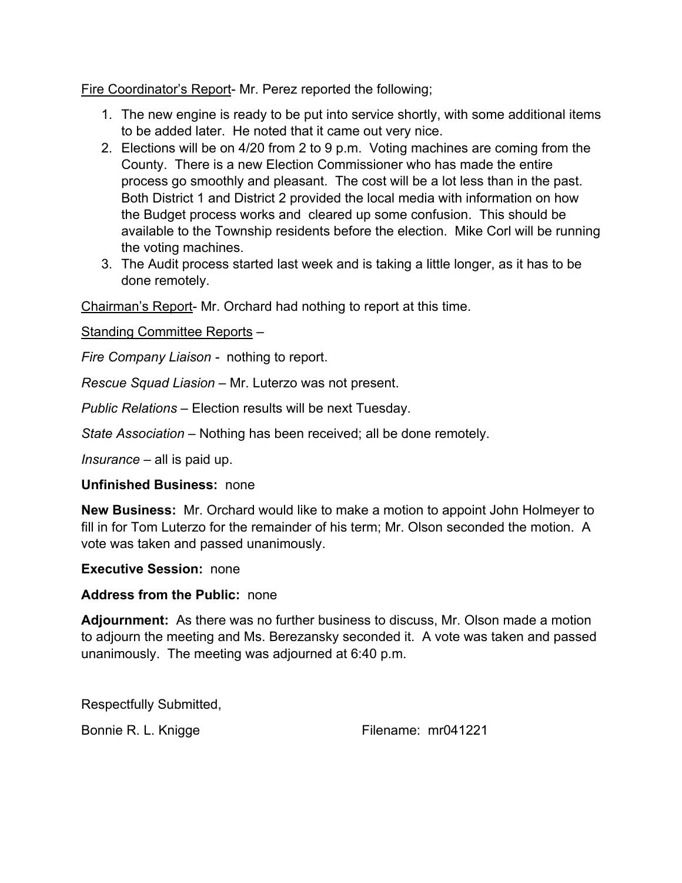<u>Fire Coordinator's Report</u>- Mr. Perez reported the following;

1. The new engine is ready to be put into service shortly, with some additional items to be added later. He noted that it came out very nice.
2. Elections will be on 4/20 from 2 to 9 p.m. Voting machines are coming from the County. There is a new Election Commissioner who has made the entire process go smoothly and pleasant. The cost will be a lot less than in the past. Both District 1 and District 2 provided the local media with information on how the Budget process works and cleared up some confusion. This should be available to the Township residents before the election. Mike Corl will be running the voting machines.
3. The Audit process started last week and is taking a little longer, as it has to be done remotely.

<u>Chairman's Report</u>- Mr. Orchard had nothing to report at this time.

<u>Standing Committee Reports</u> –

*Fire Company Liaison* - nothing to report.

*Rescue Squad Liasion* – Mr. Luterzo was not present.

*Public Relations* – Election results will be next Tuesday.

*State Association* – Nothing has been received; all be done remotely.

*Insurance* – all is paid up.

**Unfinished Business:** none

**New Business:** Mr. Orchard would like to make a motion to appoint John Holmeyer to fill in for Tom Luterzo for the remainder of his term; Mr. Olson seconded the motion. A vote was taken and passed unanimously.

**Executive Session:** none

**Address from the Public:** none

**Adjournment:** As there was no further business to discuss, Mr. Olson made a motion to adjourn the meeting and Ms. Berezansky seconded it. A vote was taken and passed unanimously. The meeting was adjourned at 6:40 p.m.

Respectfully Submitted,

Bonnie R. L. Knigge                Filename: mr041221